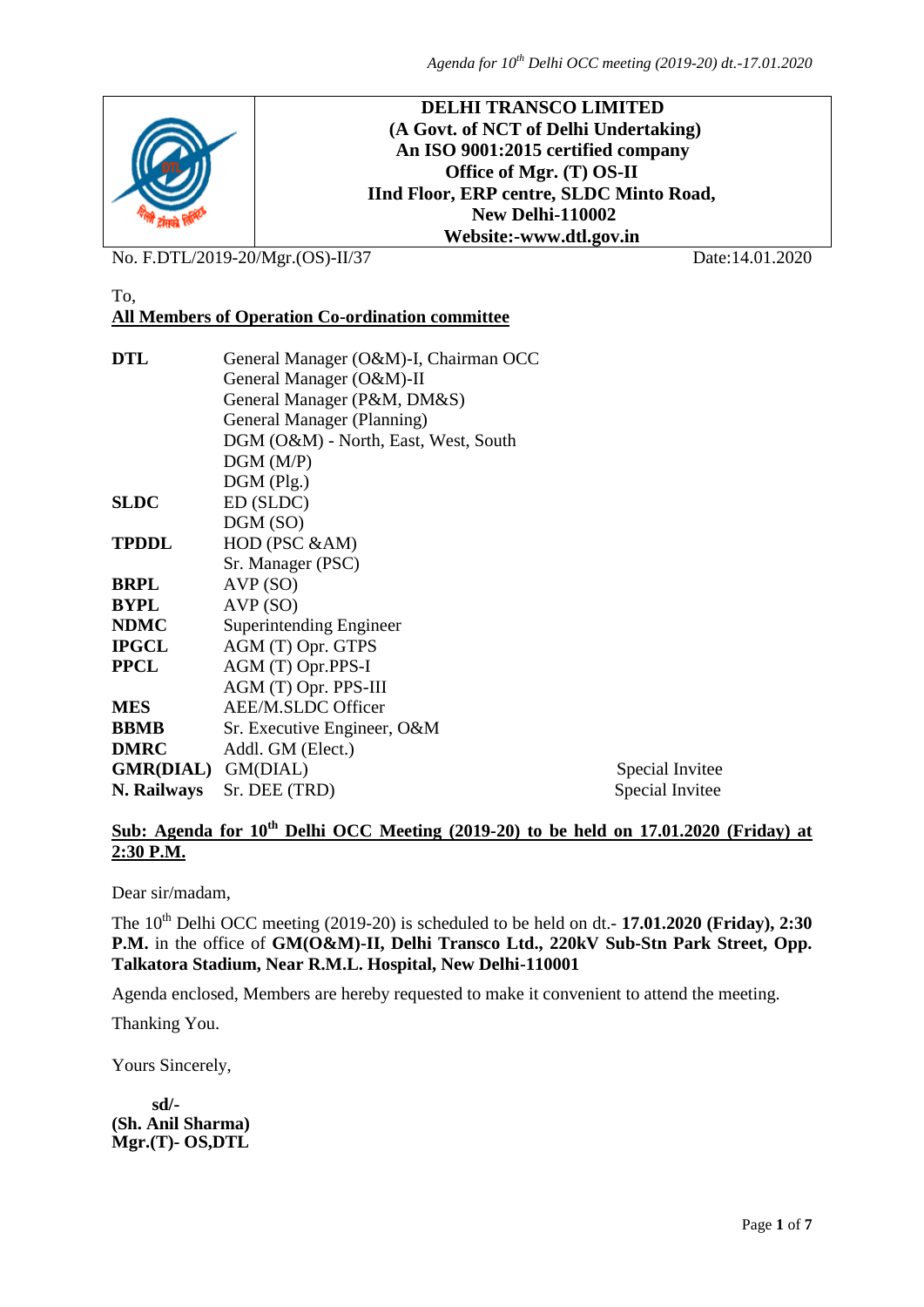**DELHI TRANSCO LIMITED**
**(A Govt. of NCT of Delhi Undertaking)**
**An ISO 9001:2015 certified company**
**Office of Mgr. (T) OS-II**
**IInd Floor, ERP centre, SLDC Minto Road,**
**New Delhi-110002**
**Website:-www.dtl.gov.in**

No. F.DTL/2019-20/Mgr.(OS)-II/37 Date:14.01.2020

To,
**All Members of Operation Co-ordination committee**

| | | |
|---|---|---|
| **DTL** | General Manager (O&M)-I, Chairman OCC | |
| | General Manager (O&M)-II | |
| | General Manager (P&M, DM&S) | |
| | General Manager (Planning) | |
| | DGM (O&M) - North, East, West, South | |
| | DGM (M/P) | |
| | DGM (Plg.) | |
| **SLDC** | ED (SLDC) | |
| | DGM (SO) | |
| **TPDDL** | HOD (PSC &AM) | |
| | Sr. Manager (PSC) | |
| **BRPL** | AVP (SO) | |
| **BYPL** | AVP (SO) | |
| **NDMC** | Superintending Engineer | |
| **IPGCL** | AGM (T) Opr. GTPS | |
| **PPCL** | AGM (T) Opr.PPS-I | |
| | AGM (T) Opr. PPS-III | |
| **MES** | AEE/M.SLDC Officer | |
| **BBMB** | Sr. Executive Engineer, O&M | |
| **DMRC** | Addl. GM (Elect.) | |
| **GMR(DIAL)** | GM(DIAL) | Special Invitee |
| **N. Railways** | Sr. DEE (TRD) | Special Invitee |

**Sub: Agenda for 10th Delhi OCC Meeting (2019-20) to be held on 17.01.2020 (Friday) at 2:30 P.M.**

Dear sir/madam,

The 10th Delhi OCC meeting (2019-20) is scheduled to be held on dt.- **17.01.2020 (Friday), 2:30 P.M.** in the office of **GM(O&M)-II, Delhi Transco Ltd., 220kV Sub-Stn Park Street, Opp. Talkatora Stadium, Near R.M.L. Hospital, New Delhi-110001**

Agenda enclosed, Members are hereby requested to make it convenient to attend the meeting.

Thanking You.

Yours Sincerely,

**sd/-**
**(Sh. Anil Sharma)**
**Mgr.(T)- OS,DTL**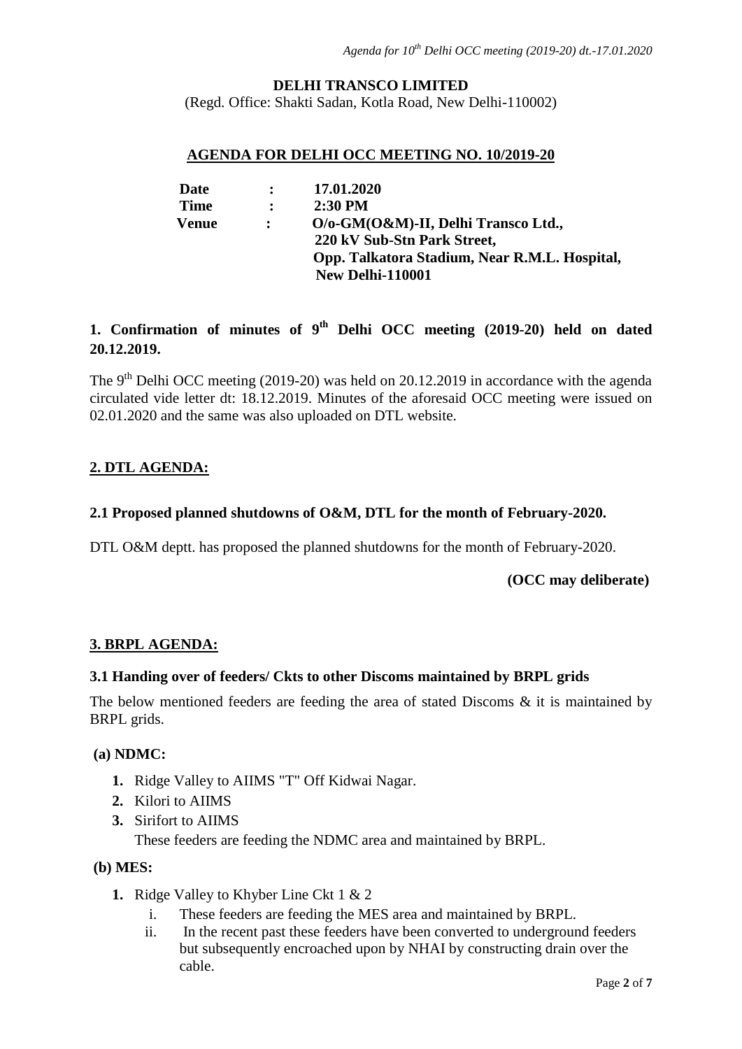**DELHI TRANSCO LIMITED**

(Regd. Office: Shakti Sadan, Kotla Road, New Delhi-110002)

## AGENDA FOR DELHI OCC MEETING NO. 10/2019-20

| | | |
|---|---|---|
| **Date** | **:** | **17.01.2020** |
| **Time** | **:** | **2:30 PM** |
| **Venue** | **:** | **O/o-GM(O&M)-II, Delhi Transco Ltd., 220 kV Sub-Stn Park Street, Opp. Talkatora Stadium, Near R.M.L. Hospital, New Delhi-110001** |

### 1. Confirmation of minutes of 9th Delhi OCC meeting (2019-20) held on dated 20.12.2019.

The 9th Delhi OCC meeting (2019-20) was held on 20.12.2019 in accordance with the agenda circulated vide letter dt: 18.12.2019. Minutes of the aforesaid OCC meeting were issued on 02.01.2020 and the same was also uploaded on DTL website.

### 2. DTL AGENDA:

#### 2.1 Proposed planned shutdowns of O&M, DTL for the month of February-2020.

DTL O&M deptt. has proposed the planned shutdowns for the month of February-2020.

**(OCC may deliberate)**

### 3. BRPL AGENDA:

#### 3.1 Handing over of feeders/ Ckts to other Discoms maintained by BRPL grids

The below mentioned feeders are feeding the area of stated Discoms & it is maintained by BRPL grids.

**(a) NDMC:**

1. Ridge Valley to AIIMS "T" Off Kidwai Nagar.
2. Kilori to AIIMS
3. Sirifort to AIIMS

   These feeders are feeding the NDMC area and maintained by BRPL.

**(b) MES:**

1. Ridge Valley to Khyber Line Ckt 1 & 2
   1. These feeders are feeding the MES area and maintained by BRPL.
   2. In the recent past these feeders have been converted to underground feeders but subsequently encroached upon by NHAI by constructing drain over the cable.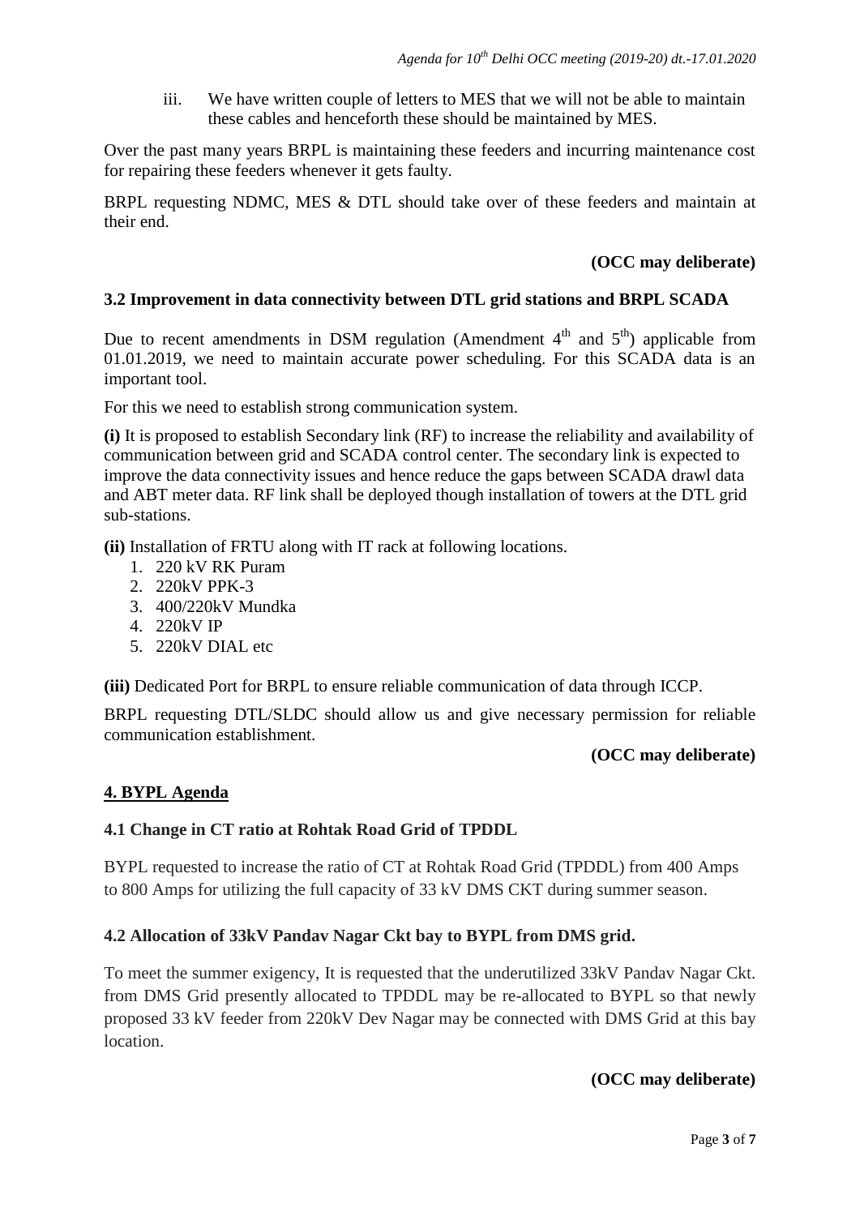iii. We have written couple of letters to MES that we will not be able to maintain these cables and henceforth these should be maintained by MES.

Over the past many years BRPL is maintaining these feeders and incurring maintenance cost for repairing these feeders whenever it gets faulty.

BRPL requesting NDMC, MES & DTL should take over of these feeders and maintain at their end.

**(OCC may deliberate)**

### 3.2 Improvement in data connectivity between DTL grid stations and BRPL SCADA

Due to recent amendments in DSM regulation (Amendment 4th and 5th) applicable from 01.01.2019, we need to maintain accurate power scheduling. For this SCADA data is an important tool.

For this we need to establish strong communication system.

**(i)** It is proposed to establish Secondary link (RF) to increase the reliability and availability of communication between grid and SCADA control center. The secondary link is expected to improve the data connectivity issues and hence reduce the gaps between SCADA drawl data and ABT meter data. RF link shall be deployed though installation of towers at the DTL grid sub-stations.

**(ii)** Installation of FRTU along with IT rack at following locations.

1. 220 kV RK Puram
2. 220kV PPK-3
3. 400/220kV Mundka
4. 220kV IP
5. 220kV DIAL etc

**(iii)** Dedicated Port for BRPL to ensure reliable communication of data through ICCP.

BRPL requesting DTL/SLDC should allow us and give necessary permission for reliable communication establishment.

**(OCC may deliberate)**

## 4. BYPL Agenda

### 4.1 Change in CT ratio at Rohtak Road Grid of TPDDL

BYPL requested to increase the ratio of CT at Rohtak Road Grid (TPDDL) from 400 Amps to 800 Amps for utilizing the full capacity of 33 kV DMS CKT during summer season.

### 4.2 Allocation of 33kV Pandav Nagar Ckt bay to BYPL from DMS grid.

To meet the summer exigency, It is requested that the underutilized 33kV Pandav Nagar Ckt. from DMS Grid presently allocated to TPDDL may be re-allocated to BYPL so that newly proposed 33 kV feeder from 220kV Dev Nagar may be connected with DMS Grid at this bay location.

**(OCC may deliberate)**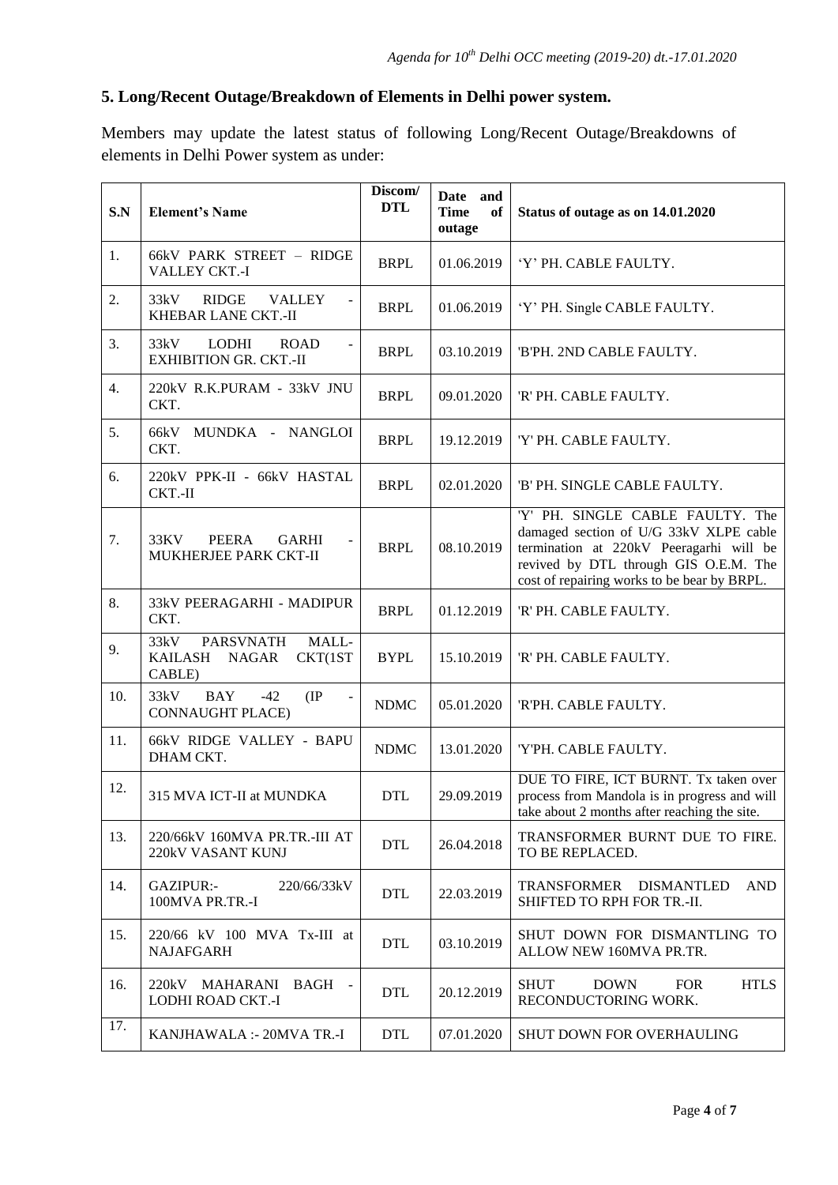## 5. Long/Recent Outage/Breakdown of Elements in Delhi power system.

Members may update the latest status of following Long/Recent Outage/Breakdowns of elements in Delhi Power system as under:

| S.N | Element's Name | Discom/ DTL | Date and Time of outage | Status of outage as on 14.01.2020 |
|---|---|---|---|---|
| 1. | 66kV PARK STREET – RIDGE VALLEY CKT.-I | BRPL | 01.06.2019 | 'Y' PH. CABLE FAULTY. |
| 2. | 33kV RIDGE VALLEY - KHEBAR LANE CKT.-II | BRPL | 01.06.2019 | 'Y' PH. Single CABLE FAULTY. |
| 3. | 33kV LODHI ROAD - EXHIBITION GR. CKT.-II | BRPL | 03.10.2019 | 'B'PH. 2ND CABLE FAULTY. |
| 4. | 220kV R.K.PURAM - 33kV JNU CKT. | BRPL | 09.01.2020 | 'R' PH. CABLE FAULTY. |
| 5. | 66kV MUNDKA - NANGLOI CKT. | BRPL | 19.12.2019 | 'Y' PH. CABLE FAULTY. |
| 6. | 220kV PPK-II - 66kV HASTAL CKT.-II | BRPL | 02.01.2020 | 'B' PH. SINGLE CABLE FAULTY. |
| 7. | 33KV PEERA GARHI - MUKHERJEE PARK CKT-II | BRPL | 08.10.2019 | 'Y' PH. SINGLE CABLE FAULTY. The damaged section of U/G 33kV XLPE cable termination at 220kV Peeragarhi will be revived by DTL through GIS O.E.M. The cost of repairing works to be bear by BRPL. |
| 8. | 33kV PEERAGARHI - MADIPUR CKT. | BRPL | 01.12.2019 | 'R' PH. CABLE FAULTY. |
| 9. | 33kV PARSVNATH MALL- KAILASH NAGAR CKT(1ST CABLE) | BYPL | 15.10.2019 | 'R' PH. CABLE FAULTY. |
| 10. | 33kV BAY -42 (IP - CONNAUGHT PLACE) | NDMC | 05.01.2020 | 'R'PH. CABLE FAULTY. |
| 11. | 66kV RIDGE VALLEY - BAPU DHAM CKT. | NDMC | 13.01.2020 | 'Y'PH. CABLE FAULTY. |
| 12. | 315 MVA ICT-II at MUNDKA | DTL | 29.09.2019 | DUE TO FIRE, ICT BURNT. Tx taken over process from Mandola is in progress and will take about 2 months after reaching the site. |
| 13. | 220/66kV 160MVA PR.TR.-III AT 220kV VASANT KUNJ | DTL | 26.04.2018 | TRANSFORMER BURNT DUE TO FIRE. TO BE REPLACED. |
| 14. | GAZIPUR:- 220/66/33kV 100MVA PR.TR.-I | DTL | 22.03.2019 | TRANSFORMER DISMANTLED AND SHIFTED TO RPH FOR TR.-II. |
| 15. | 220/66 kV 100 MVA Tx-III at NAJAFGARH | DTL | 03.10.2019 | SHUT DOWN FOR DISMANTLING TO ALLOW NEW 160MVA PR.TR. |
| 16. | 220kV MAHARANI BAGH - LODHI ROAD CKT.-I | DTL | 20.12.2019 | SHUT DOWN FOR HTLS RECONDUCTORING WORK. |
| 17. | KANJHAWALA :- 20MVA TR.-I | DTL | 07.01.2020 | SHUT DOWN FOR OVERHAULING |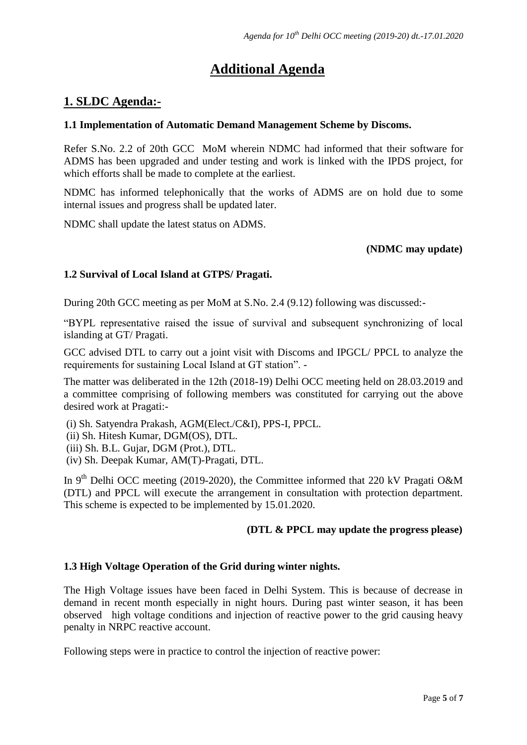# Additional Agenda

## 1. SLDC Agenda:-

### 1.1 Implementation of Automatic Demand Management Scheme by Discoms.

Refer S.No. 2.2 of 20th GCC MoM wherein NDMC had informed that their software for ADMS has been upgraded and under testing and work is linked with the IPDS project, for which efforts shall be made to complete at the earliest.

NDMC has informed telephonically that the works of ADMS are on hold due to some internal issues and progress shall be updated later.

NDMC shall update the latest status on ADMS.

**(NDMC may update)**

### 1.2 Survival of Local Island at GTPS/ Pragati.

During 20th GCC meeting as per MoM at S.No. 2.4 (9.12) following was discussed:-

"BYPL representative raised the issue of survival and subsequent synchronizing of local islanding at GT/ Pragati.

GCC advised DTL to carry out a joint visit with Discoms and IPGCL/ PPCL to analyze the requirements for sustaining Local Island at GT station". -

The matter was deliberated in the 12th (2018-19) Delhi OCC meeting held on 28.03.2019 and a committee comprising of following members was constituted for carrying out the above desired work at Pragati:-

(i) Sh. Satyendra Prakash, AGM(Elect./C&I), PPS-I, PPCL.
(ii) Sh. Hitesh Kumar, DGM(OS), DTL.
(iii) Sh. B.L. Gujar, DGM (Prot.), DTL.
(iv) Sh. Deepak Kumar, AM(T)-Pragati, DTL.

In 9th Delhi OCC meeting (2019-2020), the Committee informed that 220 kV Pragati O&M (DTL) and PPCL will execute the arrangement in consultation with protection department. This scheme is expected to be implemented by 15.01.2020.

**(DTL & PPCL may update the progress please)**

### 1.3 High Voltage Operation of the Grid during winter nights.

The High Voltage issues have been faced in Delhi System. This is because of decrease in demand in recent month especially in night hours. During past winter season, it has been observed high voltage conditions and injection of reactive power to the grid causing heavy penalty in NRPC reactive account.

Following steps were in practice to control the injection of reactive power: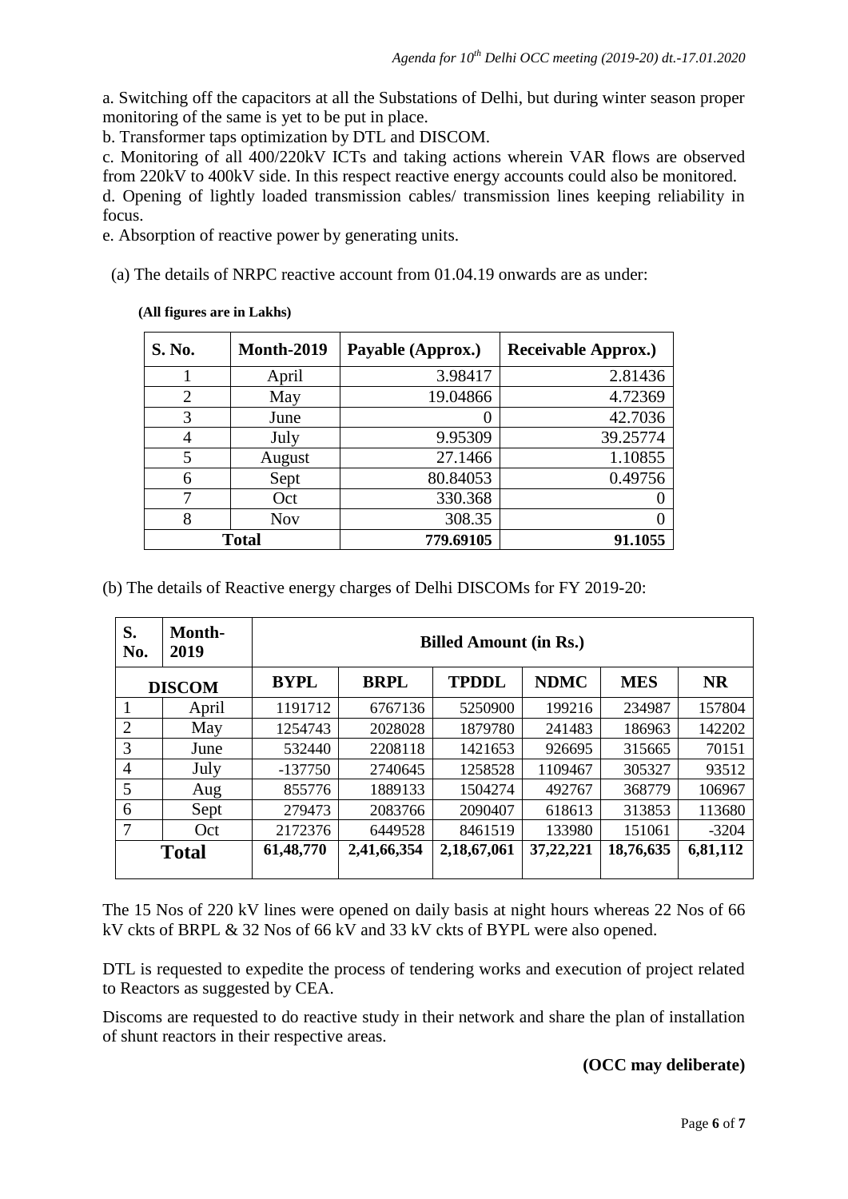a. Switching off the capacitors at all the Substations of Delhi, but during winter season proper monitoring of the same is yet to be put in place.

b. Transformer taps optimization by DTL and DISCOM.

c. Monitoring of all 400/220kV ICTs and taking actions wherein VAR flows are observed from 220kV to 400kV side. In this respect reactive energy accounts could also be monitored.

d. Opening of lightly loaded transmission cables/ transmission lines keeping reliability in focus.

e. Absorption of reactive power by generating units.

(a) The details of NRPC reactive account from 01.04.19 onwards are as under:

**(All figures are in Lakhs)**

| S. No. | Month-2019 | Payable (Approx.) | Receivable Approx.) |
|---|---|---|---|
| 1 | April | 3.98417 | 2.81436 |
| 2 | May | 19.04866 | 4.72369 |
| 3 | June | 0 | 42.7036 |
| 4 | July | 9.95309 | 39.25774 |
| 5 | August | 27.1466 | 1.10855 |
| 6 | Sept | 80.84053 | 0.49756 |
| 7 | Oct | 330.368 | 0 |
| 8 | Nov | 308.35 | 0 |
| **Total** | | **779.69105** | **91.1055** |

(b) The details of Reactive energy charges of Delhi DISCOMs for FY 2019-20:

| S. No. | Month-2019 | Billed Amount (in Rs.) | | | | | |
|---|---|---|---|---|---|---|---|
| DISCOM | | BYPL | BRPL | TPDDL | NDMC | MES | NR |
| 1 | April | 1191712 | 6767136 | 5250900 | 199216 | 234987 | 157804 |
| 2 | May | 1254743 | 2028028 | 1879780 | 241483 | 186963 | 142202 |
| 3 | June | 532440 | 2208118 | 1421653 | 926695 | 315665 | 70151 |
| 4 | July | -137750 | 2740645 | 1258528 | 1109467 | 305327 | 93512 |
| 5 | Aug | 855776 | 1889133 | 1504274 | 492767 | 368779 | 106967 |
| 6 | Sept | 279473 | 2083766 | 2090407 | 618613 | 313853 | 113680 |
| 7 | Oct | 2172376 | 6449528 | 8461519 | 133980 | 151061 | -3204 |
| **Total** | | **61,48,770** | **2,41,66,354** | **2,18,67,061** | **37,22,221** | **18,76,635** | **6,81,112** |

The 15 Nos of 220 kV lines were opened on daily basis at night hours whereas 22 Nos of 66 kV ckts of BRPL & 32 Nos of 66 kV and 33 kV ckts of BYPL were also opened.

DTL is requested to expedite the process of tendering works and execution of project related to Reactors as suggested by CEA.

Discoms are requested to do reactive study in their network and share the plan of installation of shunt reactors in their respective areas.

**(OCC may deliberate)**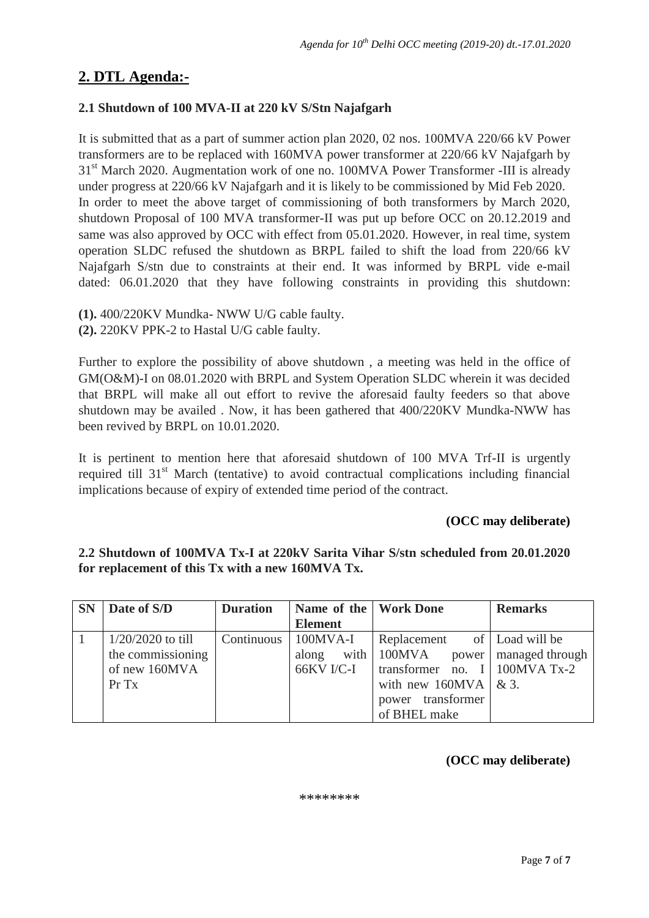## 2. DTL Agenda:-

### 2.1 Shutdown of 100 MVA-II at 220 kV S/Stn Najafgarh

It is submitted that as a part of summer action plan 2020, 02 nos. 100MVA 220/66 kV Power transformers are to be replaced with 160MVA power transformer at 220/66 kV Najafgarh by 31st March 2020. Augmentation work of one no. 100MVA Power Transformer -III is already under progress at 220/66 kV Najafgarh and it is likely to be commissioned by Mid Feb 2020. In order to meet the above target of commissioning of both transformers by March 2020, shutdown Proposal of 100 MVA transformer-II was put up before OCC on 20.12.2019 and same was also approved by OCC with effect from 05.01.2020. However, in real time, system operation SLDC refused the shutdown as BRPL failed to shift the load from 220/66 kV Najafgarh S/stn due to constraints at their end. It was informed by BRPL vide e-mail dated: 06.01.2020 that they have following constraints in providing this shutdown:

**(1).** 400/220KV Mundka- NWW U/G cable faulty.
**(2).** 220KV PPK-2 to Hastal U/G cable faulty.

Further to explore the possibility of above shutdown , a meeting was held in the office of GM(O&M)-I on 08.01.2020 with BRPL and System Operation SLDC wherein it was decided that BRPL will make all out effort to revive the aforesaid faulty feeders so that above shutdown may be availed . Now, it has been gathered that 400/220KV Mundka-NWW has been revived by BRPL on 10.01.2020.

It is pertinent to mention here that aforesaid shutdown of 100 MVA Trf-II is urgently required till 31st March (tentative) to avoid contractual complications including financial implications because of expiry of extended time period of the contract.

**(OCC may deliberate)**

### 2.2 Shutdown of 100MVA Tx-I at 220kV Sarita Vihar S/stn scheduled from 20.01.2020 for replacement of this Tx with a new 160MVA Tx.

| SN | Date of S/D | Duration | Name of the Element | Work Done | Remarks |
|---|---|---|---|---|---|
| 1 | 1/20/2020 to till the commissioning of new 160MVA Pr Tx | Continuous | 100MVA-I along with 66KV I/C-I | Replacement of 100MVA power transformer no. I with new 160MVA power transformer of BHEL make | Load will be managed through 100MVA Tx-2 & 3. |

**(OCC may deliberate)**

********